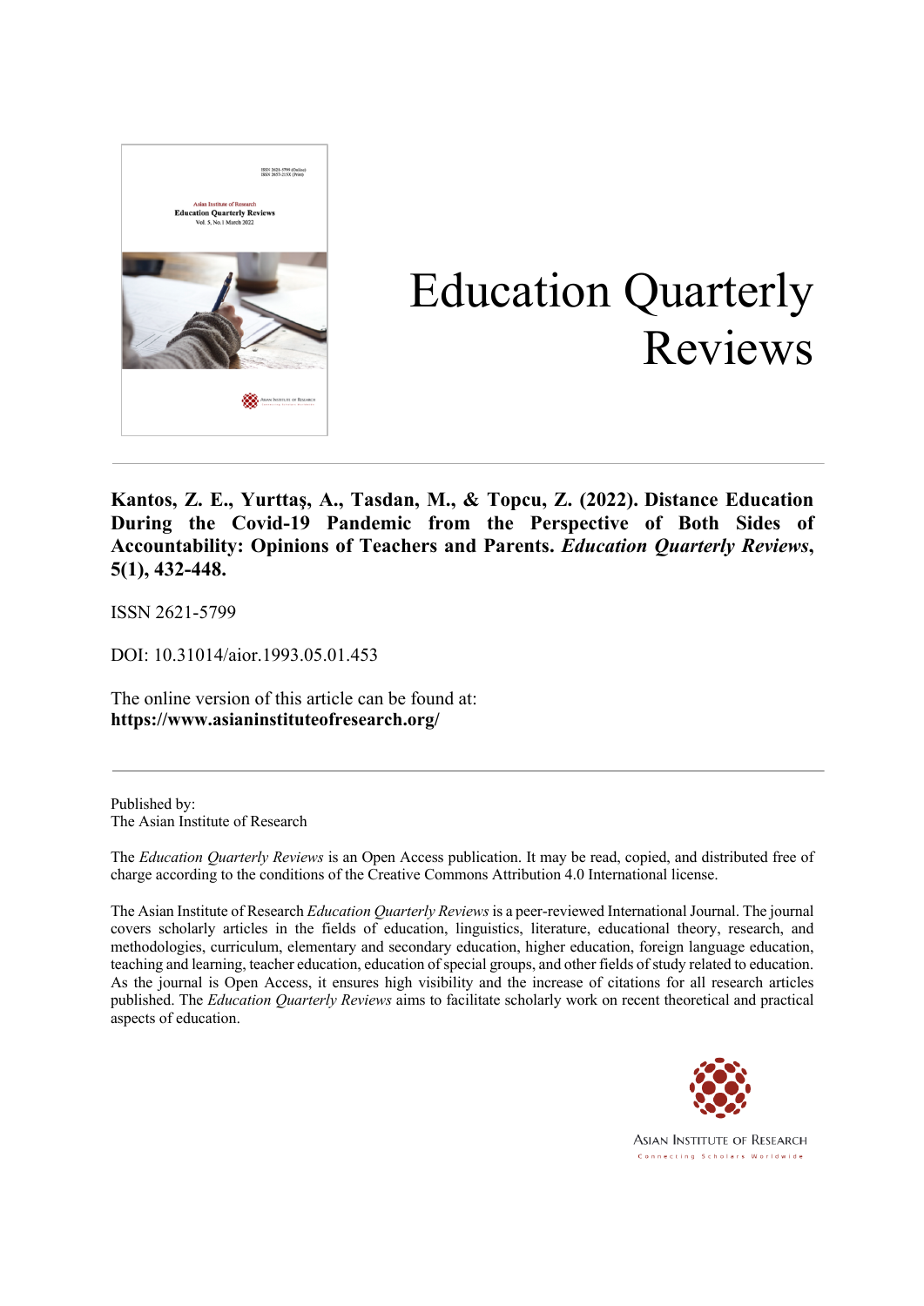# Education Quarterly Reviews

**Kantos, Z. E., Yurttaş, A., Tasdan, M., & Topcu, Z. (2022). Distance Education During the Covid-19 Pandemic from the Perspective of Both Sides of Accountability: Opinions of Teachers and Parents. *Education Quarterly Reviews*, 5(1), 432-448.**

ISSN 2621-5799

DOI: 10.31014/aior.1993.05.01.453

The online version of this article can be found at:
**https://www.asianinstituteofresearch.org/**

---

Published by:
The Asian Institute of Research

The *Education Quarterly Reviews* is an Open Access publication. It may be read, copied, and distributed free of charge according to the conditions of the Creative Commons Attribution 4.0 International license.

The Asian Institute of Research *Education Quarterly Reviews* is a peer-reviewed International Journal. The journal covers scholarly articles in the fields of education, linguistics, literature, educational theory, research, and methodologies, curriculum, elementary and secondary education, higher education, foreign language education, teaching and learning, teacher education, education of special groups, and other fields of study related to education. As the journal is Open Access, it ensures high visibility and the increase of citations for all research articles published. The *Education Quarterly Reviews* aims to facilitate scholarly work on recent theoretical and practical aspects of education.

ASIAN INSTITUTE OF RESEARCH
Connecting Scholars Worldwide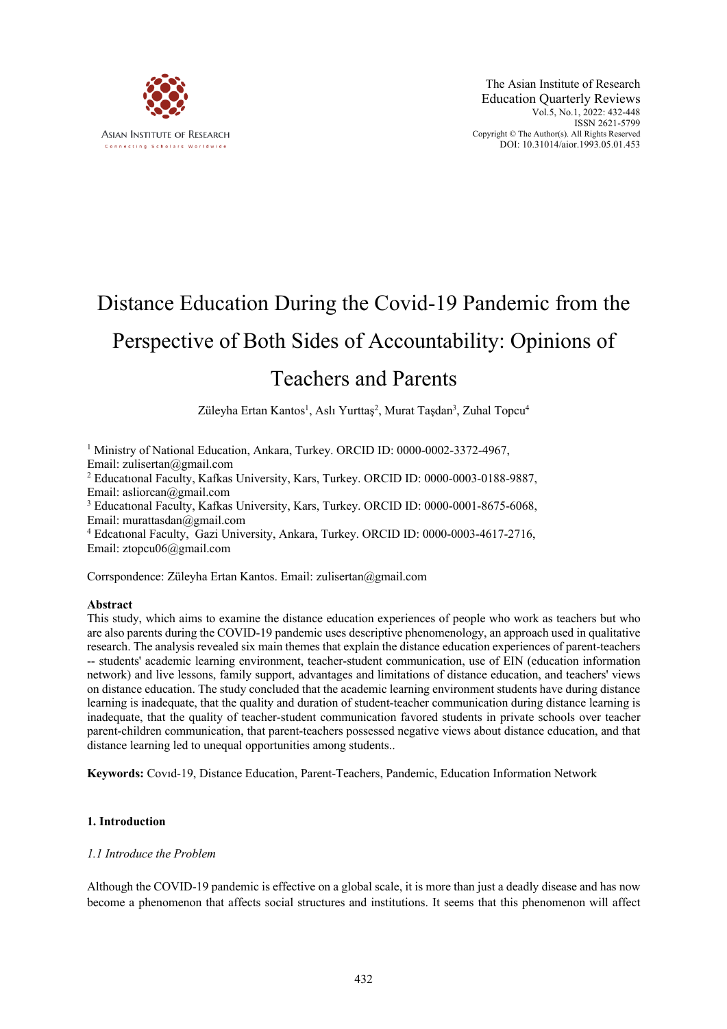# Distance Education During the Covid-19 Pandemic from the Perspective of Both Sides of Accountability: Opinions of Teachers and Parents

Züleyha Ertan Kantos[1], Aslı Yurttaş[2], Murat Taşdan[3], Zuhal Topcu[4]

[1] Ministry of National Education, Ankara, Turkey. ORCID ID: 0000-0002-3372-4967,
Email: zulisertan@gmail.com
[2] Educatıonal Faculty, Kafkas University, Kars, Turkey. ORCID ID: 0000-0003-0188-9887,
Email: asliorcan@gmail.com
[3] Educatıonal Faculty, Kafkas University, Kars, Turkey. ORCID ID: 0000-0001-8675-6068,
Email: murattasdan@gmail.com
[4] Edcatıonal Faculty, Gazi University, Ankara, Turkey. ORCID ID: 0000-0003-4617-2716,
Email: ztopcu06@gmail.com

Corrspondence: Züleyha Ertan Kantos. Email: zulisertan@gmail.com

## Abstract

This study, which aims to examine the distance education experiences of people who work as teachers but who are also parents during the COVID-19 pandemic uses descriptive phenomenology, an approach used in qualitative research. The analysis revealed six main themes that explain the distance education experiences of parent-teachers -- students' academic learning environment, teacher-student communication, use of EIN (education information network) and live lessons, family support, advantages and limitations of distance education, and teachers' views on distance education. The study concluded that the academic learning environment students have during distance learning is inadequate, that the quality and duration of student-teacher communication during distance learning is inadequate, that the quality of teacher-student communication favored students in private schools over teacher parent-children communication, that parent-teachers possessed negative views about distance education, and that distance learning led to unequal opportunities among students..

**Keywords:** Covıd-19, Distance Education, Parent-Teachers, Pandemic, Education Information Network

## 1. Introduction

### *1.1 Introduce the Problem*

Although the COVID-19 pandemic is effective on a global scale, it is more than just a deadly disease and has now become a phenomenon that affects social structures and institutions. It seems that this phenomenon will affect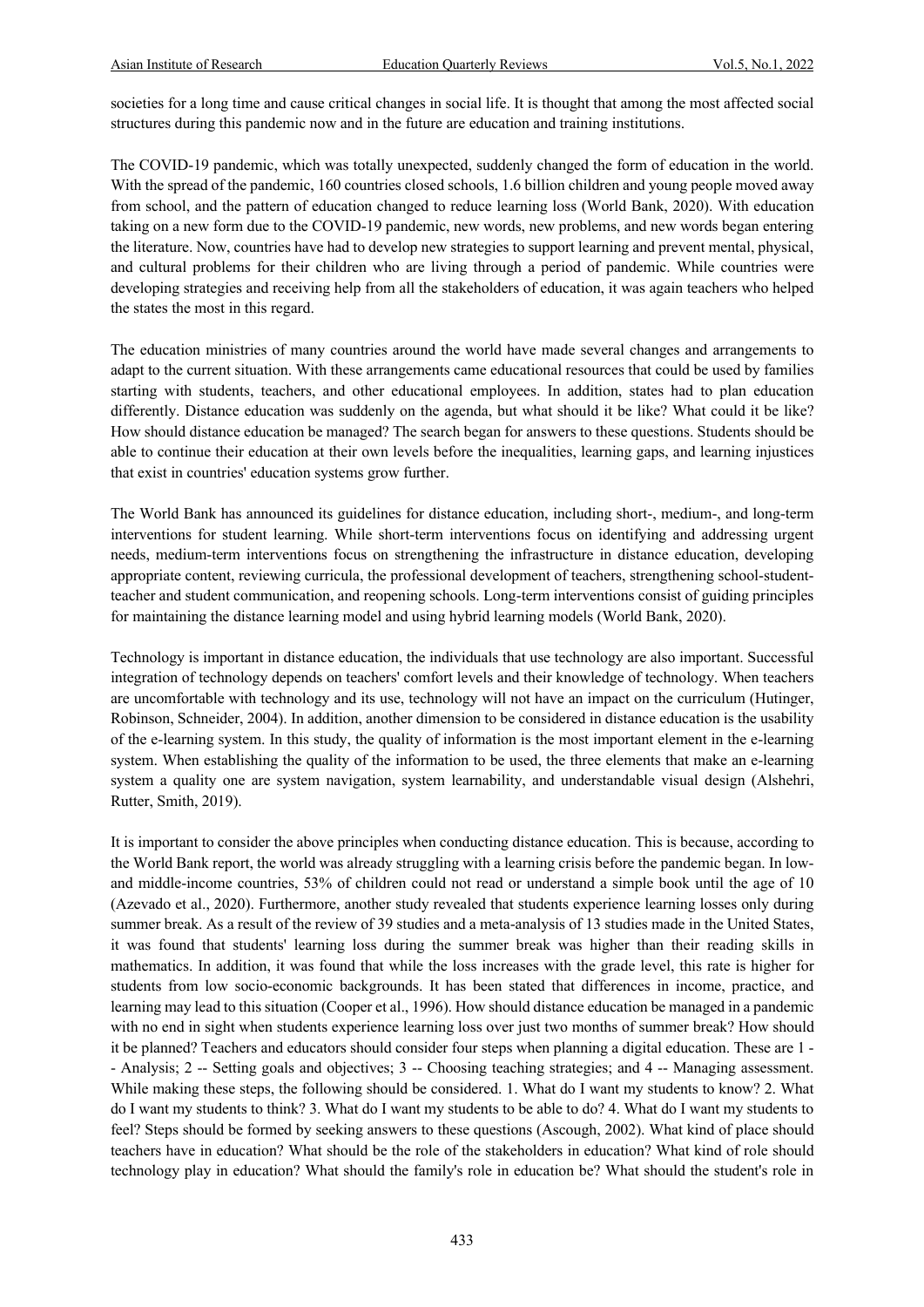societies for a long time and cause critical changes in social life. It is thought that among the most affected social structures during this pandemic now and in the future are education and training institutions.

The COVID-19 pandemic, which was totally unexpected, suddenly changed the form of education in the world. With the spread of the pandemic, 160 countries closed schools, 1.6 billion children and young people moved away from school, and the pattern of education changed to reduce learning loss (World Bank, 2020). With education taking on a new form due to the COVID-19 pandemic, new words, new problems, and new words began entering the literature. Now, countries have had to develop new strategies to support learning and prevent mental, physical, and cultural problems for their children who are living through a period of pandemic. While countries were developing strategies and receiving help from all the stakeholders of education, it was again teachers who helped the states the most in this regard.

The education ministries of many countries around the world have made several changes and arrangements to adapt to the current situation. With these arrangements came educational resources that could be used by families starting with students, teachers, and other educational employees. In addition, states had to plan education differently. Distance education was suddenly on the agenda, but what should it be like? What could it be like? How should distance education be managed? The search began for answers to these questions. Students should be able to continue their education at their own levels before the inequalities, learning gaps, and learning injustices that exist in countries' education systems grow further.

The World Bank has announced its guidelines for distance education, including short-, medium-, and long-term interventions for student learning. While short-term interventions focus on identifying and addressing urgent needs, medium-term interventions focus on strengthening the infrastructure in distance education, developing appropriate content, reviewing curricula, the professional development of teachers, strengthening school-student-teacher and student communication, and reopening schools. Long-term interventions consist of guiding principles for maintaining the distance learning model and using hybrid learning models (World Bank, 2020).

Technology is important in distance education, the individuals that use technology are also important. Successful integration of technology depends on teachers' comfort levels and their knowledge of technology. When teachers are uncomfortable with technology and its use, technology will not have an impact on the curriculum (Hutinger, Robinson, Schneider, 2004). In addition, another dimension to be considered in distance education is the usability of the e-learning system. In this study, the quality of information is the most important element in the e-learning system. When establishing the quality of the information to be used, the three elements that make an e-learning system a quality one are system navigation, system learnability, and understandable visual design (Alshehri, Rutter, Smith, 2019).

It is important to consider the above principles when conducting distance education. This is because, according to the World Bank report, the world was already struggling with a learning crisis before the pandemic began. In low- and middle-income countries, 53% of children could not read or understand a simple book until the age of 10 (Azevado et al., 2020). Furthermore, another study revealed that students experience learning losses only during summer break. As a result of the review of 39 studies and a meta-analysis of 13 studies made in the United States, it was found that students' learning loss during the summer break was higher than their reading skills in mathematics. In addition, it was found that while the loss increases with the grade level, this rate is higher for students from low socio-economic backgrounds. It has been stated that differences in income, practice, and learning may lead to this situation (Cooper et al., 1996). How should distance education be managed in a pandemic with no end in sight when students experience learning loss over just two months of summer break? How should it be planned? Teachers and educators should consider four steps when planning a digital education. These are 1 -- Analysis; 2 -- Setting goals and objectives; 3 -- Choosing teaching strategies; and 4 -- Managing assessment. While making these steps, the following should be considered. 1. What do I want my students to know? 2. What do I want my students to think? 3. What do I want my students to be able to do? 4. What do I want my students to feel? Steps should be formed by seeking answers to these questions (Ascough, 2002). What kind of place should teachers have in education? What should be the role of the stakeholders in education? What kind of role should technology play in education? What should the family's role in education be? What should the student's role in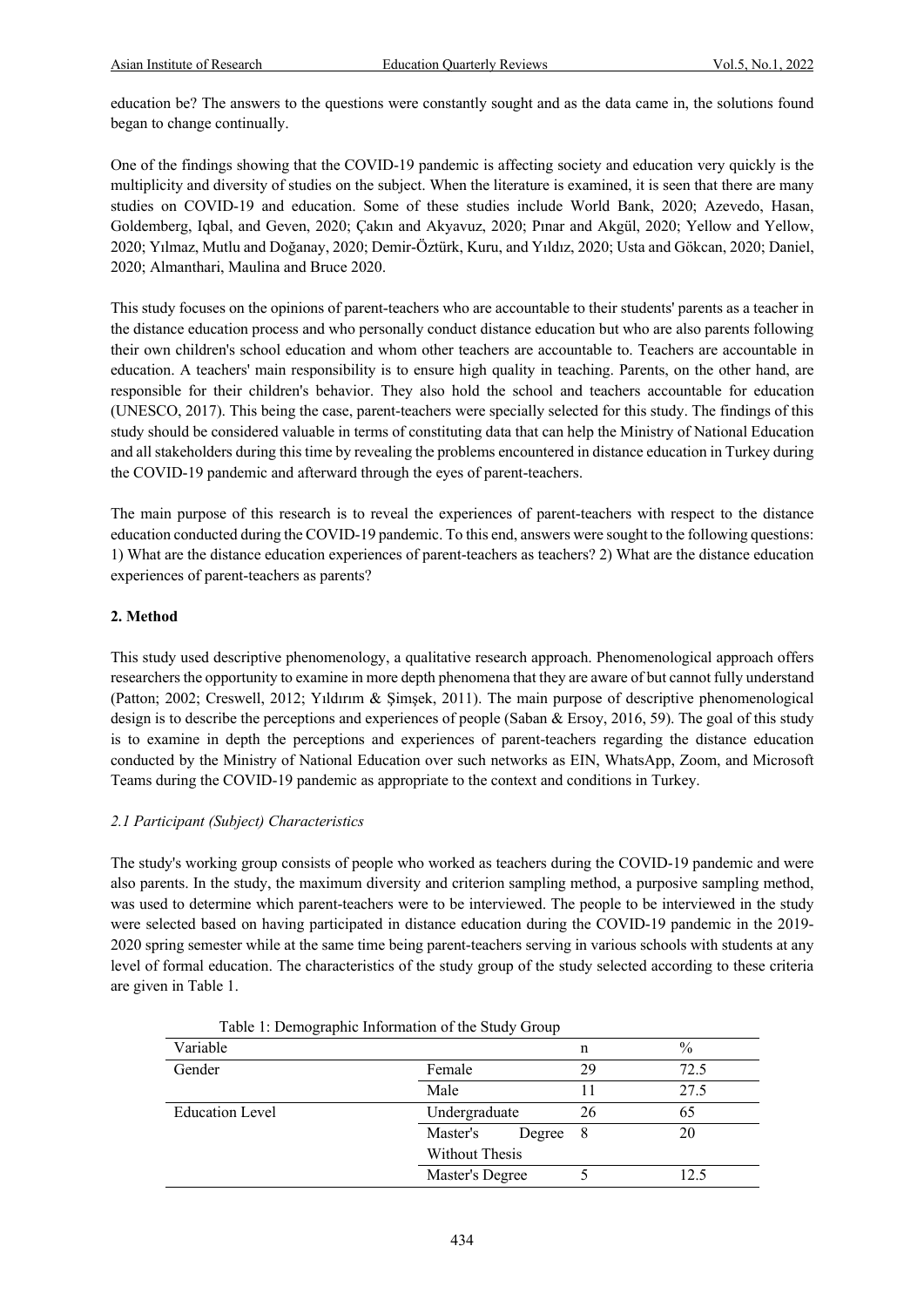education be? The answers to the questions were constantly sought and as the data came in, the solutions found began to change continually.

One of the findings showing that the COVID-19 pandemic is affecting society and education very quickly is the multiplicity and diversity of studies on the subject. When the literature is examined, it is seen that there are many studies on COVID-19 and education. Some of these studies include World Bank, 2020; Azevedo, Hasan, Goldemberg, Iqbal, and Geven, 2020; Çakın and Akyavuz, 2020; Pınar and Akgül, 2020; Yellow and Yellow, 2020; Yılmaz, Mutlu and Doğanay, 2020; Demir-Öztürk, Kuru, and Yıldız, 2020; Usta and Gökcan, 2020; Daniel, 2020; Almanthari, Maulina and Bruce 2020.

This study focuses on the opinions of parent-teachers who are accountable to their students' parents as a teacher in the distance education process and who personally conduct distance education but who are also parents following their own children's school education and whom other teachers are accountable to. Teachers are accountable in education. A teachers' main responsibility is to ensure high quality in teaching. Parents, on the other hand, are responsible for their children's behavior. They also hold the school and teachers accountable for education (UNESCO, 2017). This being the case, parent-teachers were specially selected for this study. The findings of this study should be considered valuable in terms of constituting data that can help the Ministry of National Education and all stakeholders during this time by revealing the problems encountered in distance education in Turkey during the COVID-19 pandemic and afterward through the eyes of parent-teachers.

The main purpose of this research is to reveal the experiences of parent-teachers with respect to the distance education conducted during the COVID-19 pandemic. To this end, answers were sought to the following questions: 1) What are the distance education experiences of parent-teachers as teachers? 2) What are the distance education experiences of parent-teachers as parents?

## 2. Method

This study used descriptive phenomenology, a qualitative research approach. Phenomenological approach offers researchers the opportunity to examine in more depth phenomena that they are aware of but cannot fully understand (Patton; 2002; Creswell, 2012; Yıldırım & Şimşek, 2011). The main purpose of descriptive phenomenological design is to describe the perceptions and experiences of people (Saban & Ersoy, 2016, 59). The goal of this study is to examine in depth the perceptions and experiences of parent-teachers regarding the distance education conducted by the Ministry of National Education over such networks as EIN, WhatsApp, Zoom, and Microsoft Teams during the COVID-19 pandemic as appropriate to the context and conditions in Turkey.

### *2.1 Participant (Subject) Characteristics*

The study's working group consists of people who worked as teachers during the COVID-19 pandemic and were also parents. In the study, the maximum diversity and criterion sampling method, a purposive sampling method, was used to determine which parent-teachers were to be interviewed. The people to be interviewed in the study were selected based on having participated in distance education during the COVID-19 pandemic in the 2019-2020 spring semester while at the same time being parent-teachers serving in various schools with students at any level of formal education. The characteristics of the study group of the study selected according to these criteria are given in Table 1.

Table 1: Demographic Information of the Study Group

| Variable | | n | % |
|---|---|---|---|
| Gender | Female | 29 | 72.5 |
| | Male | 11 | 27.5 |
| Education Level | Undergraduate | 26 | 65 |
| | Master's Degree Without Thesis | 8 | 20 |
| | Master's Degree | 5 | 12.5 |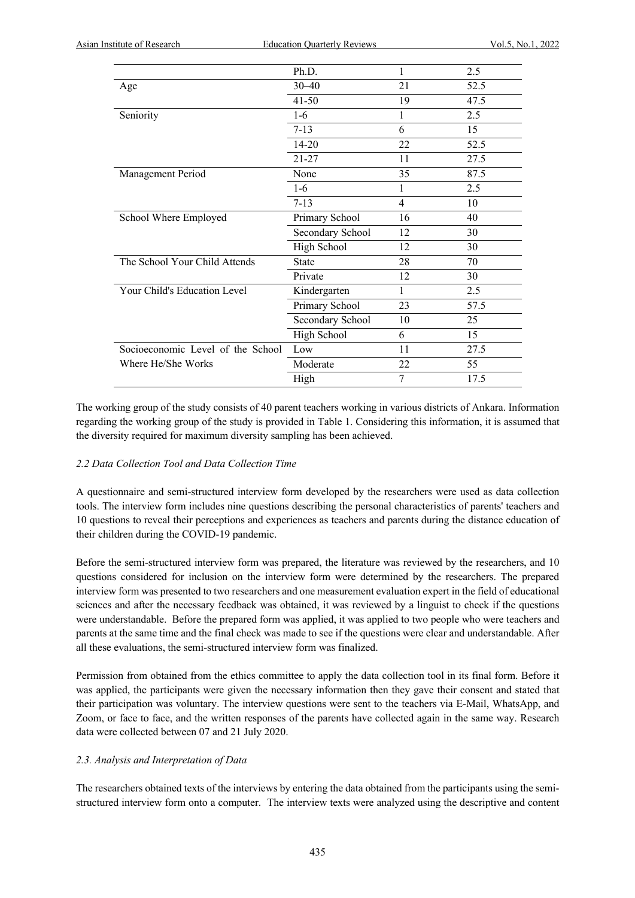| | | | |
|---|---|---|---|
| | Ph.D. | 1 | 2.5 |
| Age | 30–40 | 21 | 52.5 |
| | 41-50 | 19 | 47.5 |
| Seniority | 1-6 | 1 | 2.5 |
| | 7-13 | 6 | 15 |
| | 14-20 | 22 | 52.5 |
| | 21-27 | 11 | 27.5 |
| Management Period | None | 35 | 87.5 |
| | 1-6 | 1 | 2.5 |
| | 7-13 | 4 | 10 |
| School Where Employed | Primary School | 16 | 40 |
| | Secondary School | 12 | 30 |
| | High School | 12 | 30 |
| The School Your Child Attends | State | 28 | 70 |
| | Private | 12 | 30 |
| Your Child's Education Level | Kindergarten | 1 | 2.5 |
| | Primary School | 23 | 57.5 |
| | Secondary School | 10 | 25 |
| | High School | 6 | 15 |
| Socioeconomic Level of the School Where He/She Works | Low | 11 | 27.5 |
| | Moderate | 22 | 55 |
| | High | 7 | 17.5 |

The working group of the study consists of 40 parent teachers working in various districts of Ankara. Information regarding the working group of the study is provided in Table 1. Considering this information, it is assumed that the diversity required for maximum diversity sampling has been achieved.

### *2.2 Data Collection Tool and Data Collection Time*

A questionnaire and semi-structured interview form developed by the researchers were used as data collection tools. The interview form includes nine questions describing the personal characteristics of parents' teachers and 10 questions to reveal their perceptions and experiences as teachers and parents during the distance education of their children during the COVID-19 pandemic.

Before the semi-structured interview form was prepared, the literature was reviewed by the researchers, and 10 questions considered for inclusion on the interview form were determined by the researchers. The prepared interview form was presented to two researchers and one measurement evaluation expert in the field of educational sciences and after the necessary feedback was obtained, it was reviewed by a linguist to check if the questions were understandable. Before the prepared form was applied, it was applied to two people who were teachers and parents at the same time and the final check was made to see if the questions were clear and understandable. After all these evaluations, the semi-structured interview form was finalized.

Permission from obtained from the ethics committee to apply the data collection tool in its final form. Before it was applied, the participants were given the necessary information then they gave their consent and stated that their participation was voluntary. The interview questions were sent to the teachers via E-Mail, WhatsApp, and Zoom, or face to face, and the written responses of the parents have collected again in the same way. Research data were collected between 07 and 21 July 2020.

### *2.3. Analysis and Interpretation of Data*

The researchers obtained texts of the interviews by entering the data obtained from the participants using the semi-structured interview form onto a computer. The interview texts were analyzed using the descriptive and content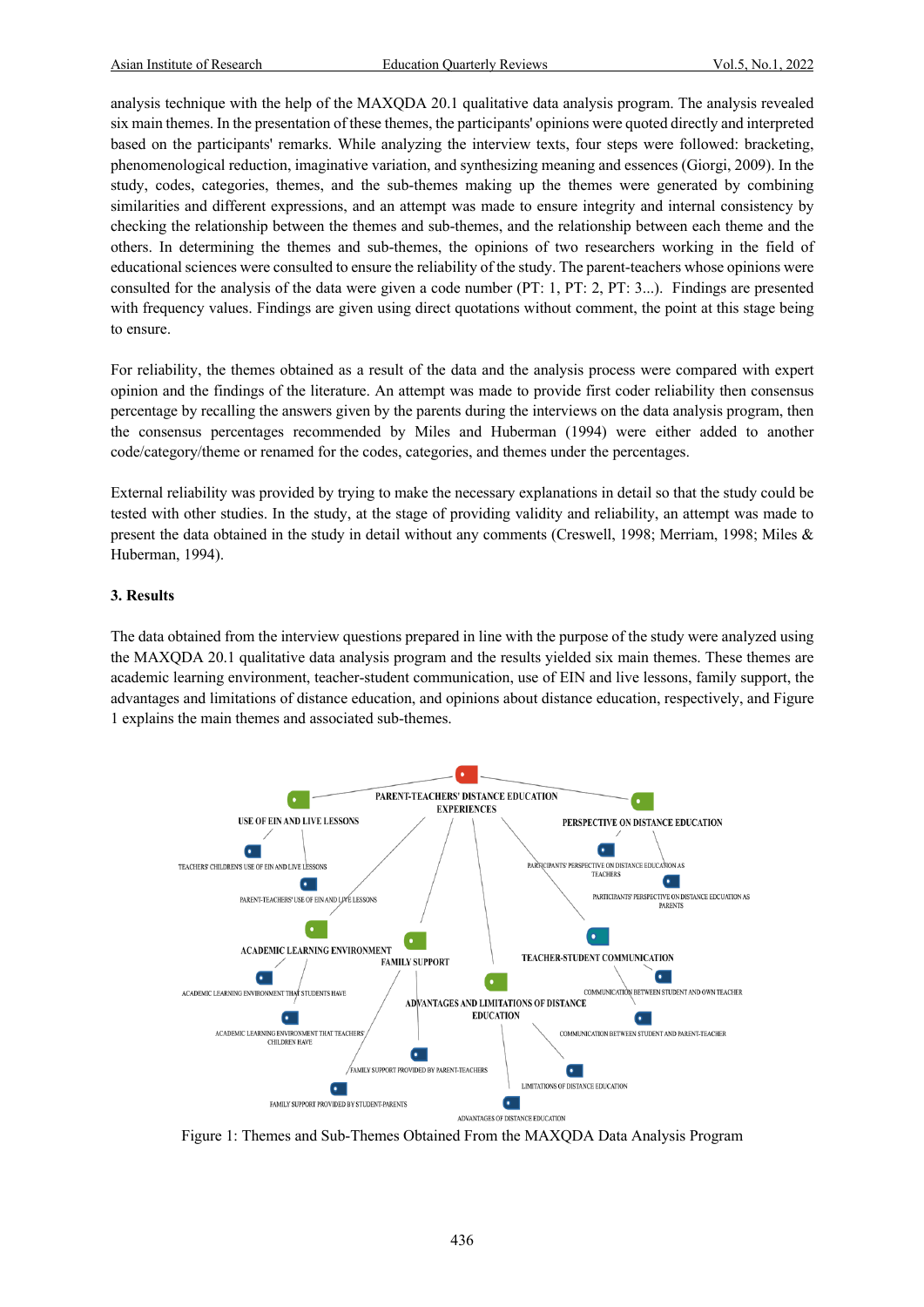analysis technique with the help of the MAXQDA 20.1 qualitative data analysis program. The analysis revealed six main themes. In the presentation of these themes, the participants' opinions were quoted directly and interpreted based on the participants' remarks. While analyzing the interview texts, four steps were followed: bracketing, phenomenological reduction, imaginative variation, and synthesizing meaning and essences (Giorgi, 2009). In the study, codes, categories, themes, and the sub-themes making up the themes were generated by combining similarities and different expressions, and an attempt was made to ensure integrity and internal consistency by checking the relationship between the themes and sub-themes, and the relationship between each theme and the others. In determining the themes and sub-themes, the opinions of two researchers working in the field of educational sciences were consulted to ensure the reliability of the study. The parent-teachers whose opinions were consulted for the analysis of the data were given a code number (PT: 1, PT: 2, PT: 3...). Findings are presented with frequency values. Findings are given using direct quotations without comment, the point at this stage being to ensure.

For reliability, the themes obtained as a result of the data and the analysis process were compared with expert opinion and the findings of the literature. An attempt was made to provide first coder reliability then consensus percentage by recalling the answers given by the parents during the interviews on the data analysis program, then the consensus percentages recommended by Miles and Huberman (1994) were either added to another code/category/theme or renamed for the codes, categories, and themes under the percentages.

External reliability was provided by trying to make the necessary explanations in detail so that the study could be tested with other studies. In the study, at the stage of providing validity and reliability, an attempt was made to present the data obtained in the study in detail without any comments (Creswell, 1998; Merriam, 1998; Miles & Huberman, 1994).

## 3. Results

The data obtained from the interview questions prepared in line with the purpose of the study were analyzed using the MAXQDA 20.1 qualitative data analysis program and the results yielded six main themes. These themes are academic learning environment, teacher-student communication, use of EIN and live lessons, family support, the advantages and limitations of distance education, and opinions about distance education, respectively, and Figure 1 explains the main themes and associated sub-themes.

PARENT-TEACHERS' DISTANCE EDUCATION EXPERIENCES

USE OF EIN AND LIVE LESSONS

TEACHERS' CHILDREN'S USE OF EIN AND LIVE LESSONS

PARENT-TEACHERS' USE OF EIN AND LIVE LESSONS

PERSPECTIVE ON DISTANCE EDUCATION

PARTICIPANTS' PERSPECTIVE ON DISTANCE EDUCATION AS TEACHERS

PARTICIPANTS' PERSPECTIVE ON DISTANCE EDUCATION AS PARENTS

ACADEMIC LEARNING ENVIRONMENT

ACADEMIC LEARNING ENVIRONMENT THAT STUDENTS HAVE

ACADEMIC LEARNING ENVIRONMENT THAT TEACHERS' CHILDREN HAVE

FAMILY SUPPORT

FAMILY SUPPORT PROVIDED BY PARENT-TEACHERS

FAMILY SUPPORT PROVIDED BY STUDENT-PARENTS

TEACHER-STUDENT COMMUNICATION

COMMUNICATION BETWEEN STUDENT AND OWN TEACHER

COMMUNICATION BETWEEN STUDENT AND PARENT-TEACHER

ADVANTAGES AND LIMITATIONS OF DISTANCE EDUCATION

LIMITATIONS OF DISTANCE EDUCATION

ADVANTAGES OF DISTANCE EDUCATION

Figure 1: Themes and Sub-Themes Obtained From the MAXQDA Data Analysis Program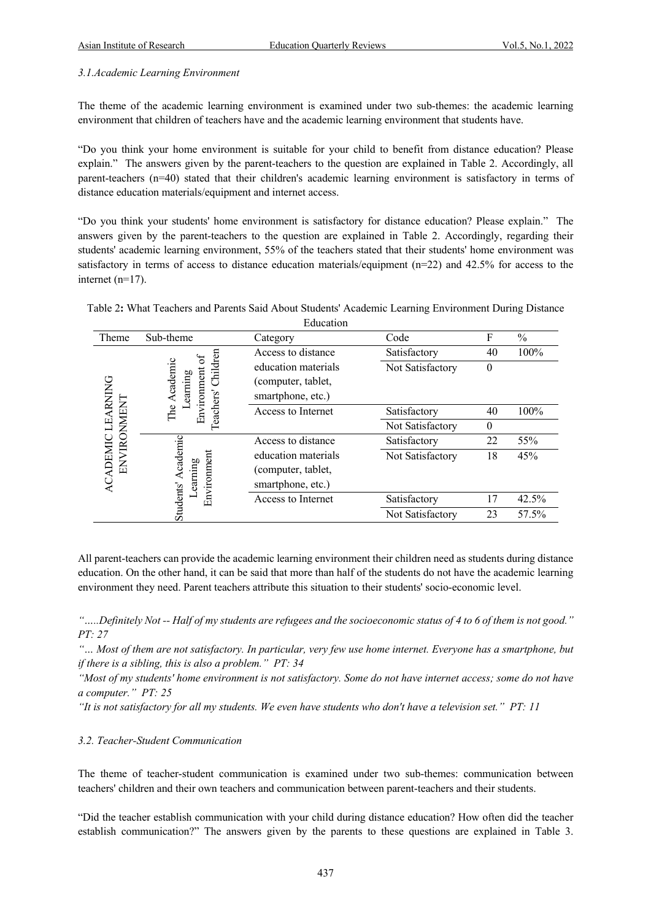### *3.1.Academic Learning Environment*

The theme of the academic learning environment is examined under two sub-themes: the academic learning environment that children of teachers have and the academic learning environment that students have.

"Do you think your home environment is suitable for your child to benefit from distance education? Please explain." The answers given by the parent-teachers to the question are explained in Table 2. Accordingly, all parent-teachers (n=40) stated that their children's academic learning environment is satisfactory in terms of distance education materials/equipment and internet access.

"Do you think your students' home environment is satisfactory for distance education? Please explain." The answers given by the parent-teachers to the question are explained in Table 2. Accordingly, regarding their students' academic learning environment, 55% of the teachers stated that their students' home environment was satisfactory in terms of access to distance education materials/equipment (n=22) and 42.5% for access to the internet (n=17).

Table 2**:** What Teachers and Parents Said About Students' Academic Learning Environment During Distance Education

| Theme | Sub-theme | Category | Code | F | % |
|---|---|---|---|---|---|
| ACADEMIC LEARNING ENVIRONMENT | The Academic Learning Environment of Teachers' Children | Access to distance education materials (computer, tablet, smartphone, etc.) | Satisfactory | 40 | 100% |
| | | | Not Satisfactory | 0 | |
| | | Access to Internet | Satisfactory | 40 | 100% |
| | | | Not Satisfactory | 0 | |
| | Students' Academic Learning Environment | Access to distance education materials (computer, tablet, smartphone, etc.) | Satisfactory | 22 | 55% |
| | | | Not Satisfactory | 18 | 45% |
| | | Access to Internet | Satisfactory | 17 | 42.5% |
| | | | Not Satisfactory | 23 | 57.5% |

All parent-teachers can provide the academic learning environment their children need as students during distance education. On the other hand, it can be said that more than half of the students do not have the academic learning environment they need. Parent teachers attribute this situation to their students' socio-economic level.

*".....Definitely Not -- Half of my students are refugees and the socioeconomic status of 4 to 6 of them is not good." PT: 27*

*"... Most of them are not satisfactory. In particular, very few use home internet. Everyone has a smartphone, but if there is a sibling, this is also a problem." PT: 34*

*"Most of my students' home environment is not satisfactory. Some do not have internet access; some do not have a computer." PT: 25*

*"It is not satisfactory for all my students. We even have students who don't have a television set." PT: 11*

### *3.2. Teacher-Student Communication*

The theme of teacher-student communication is examined under two sub-themes: communication between teachers' children and their own teachers and communication between parent-teachers and their students.

"Did the teacher establish communication with your child during distance education? How often did the teacher establish communication?" The answers given by the parents to these questions are explained in Table 3.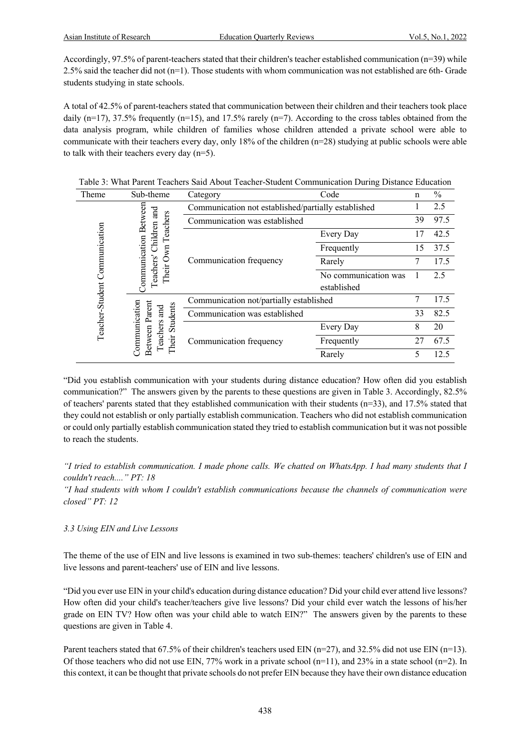Accordingly, 97.5% of parent-teachers stated that their children's teacher established communication (n=39) while 2.5% said the teacher did not (n=1). Those students with whom communication was not established are 6th- Grade students studying in state schools.

A total of 42.5% of parent-teachers stated that communication between their children and their teachers took place daily (n=17), 37.5% frequently (n=15), and 17.5% rarely (n=7). According to the cross tables obtained from the data analysis program, while children of families whose children attended a private school were able to communicate with their teachers every day, only 18% of the children (n=28) studying at public schools were able to talk with their teachers every day (n=5).

Table 3: What Parent Teachers Said About Teacher-Student Communication During Distance Education

| Theme | Sub-theme | Category | Code | n | % |
|---|---|---|---|---|---|
| Teacher-Student Communication | Communication Between Teachers' Children and Their Own Teachers | Communication not established/partially established | | 1 | 2.5 |
| | | Communication was established | | 39 | 97.5 |
| | | Communication frequency | Every Day | 17 | 42.5 |
| | | | Frequently | 15 | 37.5 |
| | | | Rarely | 7 | 17.5 |
| | | | No communication was established | 1 | 2.5 |
| | Communication Between Parent Teachers and Their Students | Communication not/partially established | | 7 | 17.5 |
| | | Communication was established | | 33 | 82.5 |
| | | Communication frequency | Every Day | 8 | 20 |
| | | | Frequently | 27 | 67.5 |
| | | | Rarely | 5 | 12.5 |

"Did you establish communication with your students during distance education? How often did you establish communication?" The answers given by the parents to these questions are given in Table 3. Accordingly, 82.5% of teachers' parents stated that they established communication with their students (n=33), and 17.5% stated that they could not establish or only partially establish communication. Teachers who did not establish communication or could only partially establish communication stated they tried to establish communication but it was not possible to reach the students.

*"I tried to establish communication. I made phone calls. We chatted on WhatsApp. I had many students that I couldn't reach...." PT: 18*

*"I had students with whom I couldn't establish communications because the channels of communication were closed" PT: 12*

### *3.3 Using EIN and Live Lessons*

The theme of the use of EIN and live lessons is examined in two sub-themes: teachers' children's use of EIN and live lessons and parent-teachers' use of EIN and live lessons.

"Did you ever use EIN in your child's education during distance education? Did your child ever attend live lessons? How often did your child's teacher/teachers give live lessons? Did your child ever watch the lessons of his/her grade on EIN TV? How often was your child able to watch EIN?" The answers given by the parents to these questions are given in Table 4.

Parent teachers stated that 67.5% of their children's teachers used EIN (n=27), and 32.5% did not use EIN (n=13). Of those teachers who did not use EIN, 77% work in a private school (n=11), and 23% in a state school (n=2). In this context, it can be thought that private schools do not prefer EIN because they have their own distance education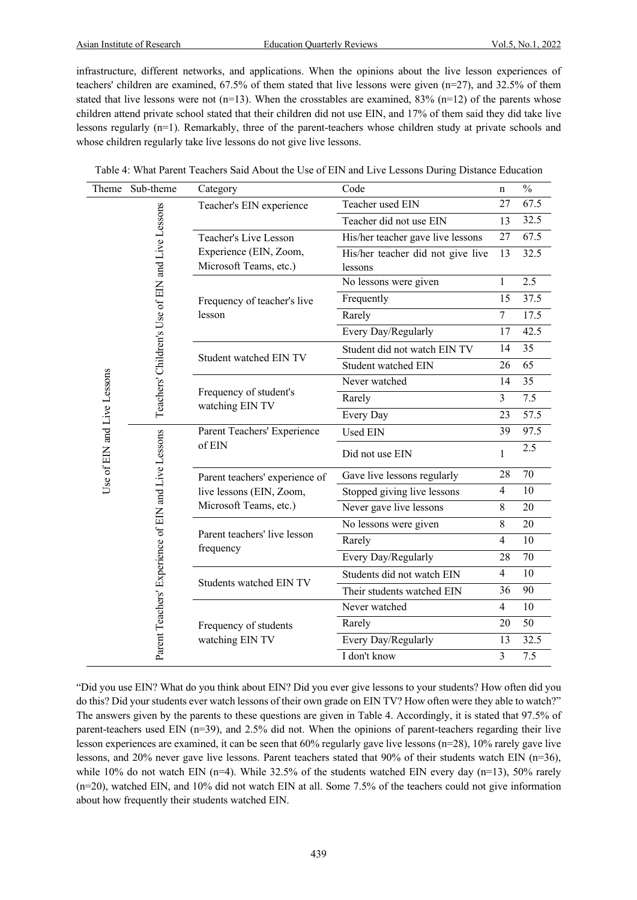infrastructure, different networks, and applications. When the opinions about the live lesson experiences of teachers' children are examined, 67.5% of them stated that live lessons were given (n=27), and 32.5% of them stated that live lessons were not (n=13). When the crosstables are examined, 83% (n=12) of the parents whose children attend private school stated that their children did not use EIN, and 17% of them said they did take live lessons regularly (n=1). Remarkably, three of the parent-teachers whose children study at private schools and whose children regularly take live lessons do not give live lessons.

Table 4: What Parent Teachers Said About the Use of EIN and Live Lessons During Distance Education

| Theme | Sub-theme | Category | Code | n | % |
|---|---|---|---|---|---|
| Use of EIN and Live Lessons | Teachers' Children's Use of EIN and Live Lessons | Teacher's EIN experience | Teacher used EIN | 27 | 67.5 |
| | | | Teacher did not use EIN | 13 | 32.5 |
| | | Teacher's Live Lesson Experience (EIN, Zoom, Microsoft Teams, etc.) | His/her teacher gave live lessons | 27 | 67.5 |
| | | | His/her teacher did not give live lessons | 13 | 32.5 |
| | | Frequency of teacher's live lesson | No lessons were given | 1 | 2.5 |
| | | | Frequently | 15 | 37.5 |
| | | | Rarely | 7 | 17.5 |
| | | | Every Day/Regularly | 17 | 42.5 |
| | | Student watched EIN TV | Student did not watch EIN TV | 14 | 35 |
| | | | Student watched EIN | 26 | 65 |
| | | Frequency of student's watching EIN TV | Never watched | 14 | 35 |
| | | | Rarely | 3 | 7.5 |
| | | | Every Day | 23 | 57.5 |
| | Parent Teachers' Experience of EIN and Live Lessons | Parent Teachers' Experience of EIN | Used EIN | 39 | 97.5 |
| | | | Did not use EIN | 1 | 2.5 |
| | | Parent teachers' experience of live lessons (EIN, Zoom, Microsoft Teams, etc.) | Gave live lessons regularly | 28 | 70 |
| | | | Stopped giving live lessons | 4 | 10 |
| | | | Never gave live lessons | 8 | 20 |
| | | Parent teachers' live lesson frequency | No lessons were given | 8 | 20 |
| | | | Rarely | 4 | 10 |
| | | | Every Day/Regularly | 28 | 70 |
| | | Students watched EIN TV | Students did not watch EIN | 4 | 10 |
| | | | Their students watched EIN | 36 | 90 |
| | | Frequency of students watching EIN TV | Never watched | 4 | 10 |
| | | | Rarely | 20 | 50 |
| | | | Every Day/Regularly | 13 | 32.5 |
| | | | I don't know | 3 | 7.5 |

"Did you use EIN? What do you think about EIN? Did you ever give lessons to your students? How often did you do this? Did your students ever watch lessons of their own grade on EIN TV? How often were they able to watch?" The answers given by the parents to these questions are given in Table 4. Accordingly, it is stated that 97.5% of parent-teachers used EIN (n=39), and 2.5% did not. When the opinions of parent-teachers regarding their live lesson experiences are examined, it can be seen that 60% regularly gave live lessons (n=28), 10% rarely gave live lessons, and 20% never gave live lessons. Parent teachers stated that 90% of their students watch EIN (n=36), while 10% do not watch EIN (n=4). While 32.5% of the students watched EIN every day (n=13), 50% rarely (n=20), watched EIN, and 10% did not watch EIN at all. Some 7.5% of the teachers could not give information about how frequently their students watched EIN.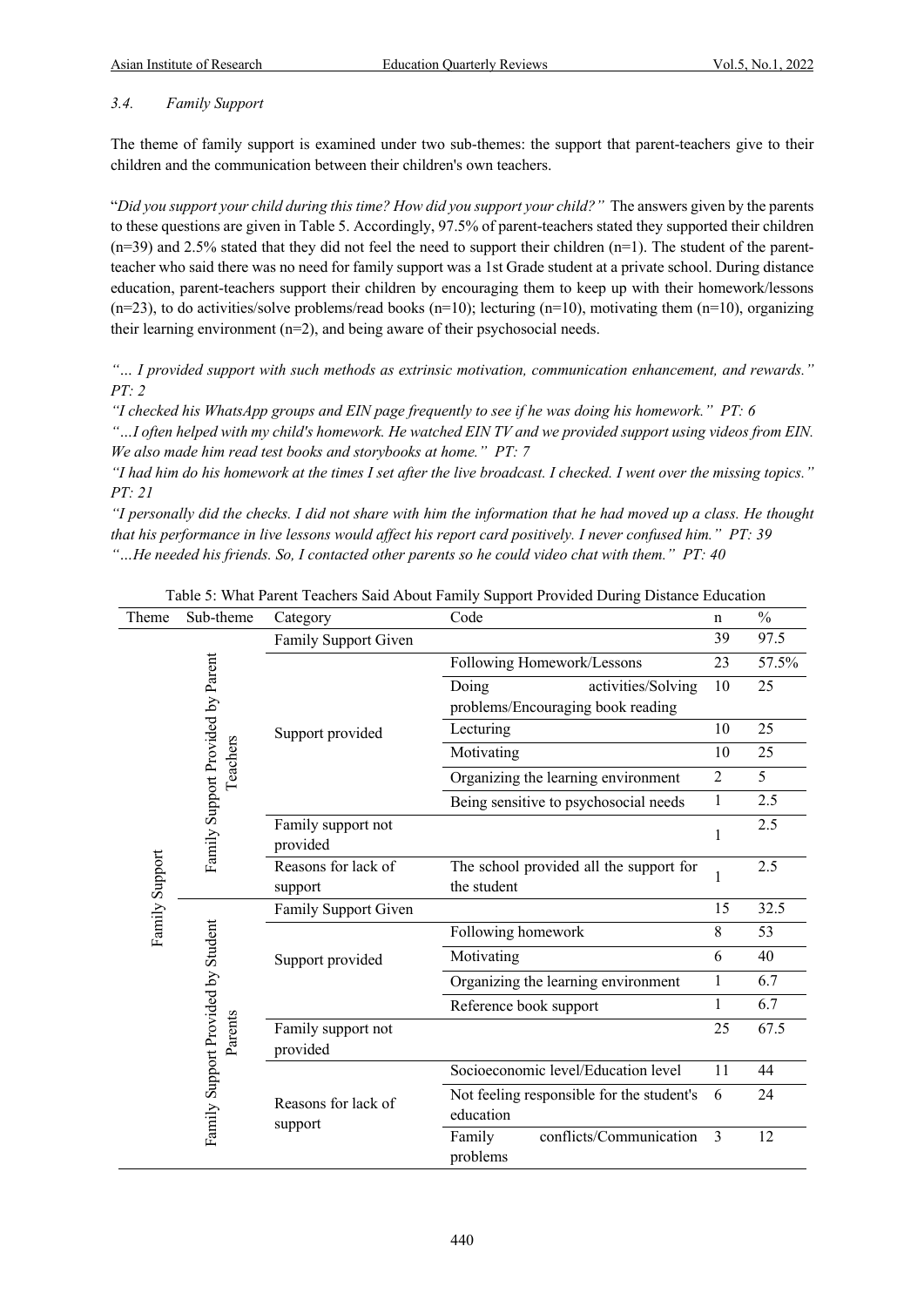### *3.4. Family Support*

The theme of family support is examined under two sub-themes: the support that parent-teachers give to their children and the communication between their children's own teachers.

"*Did you support your child during this time? How did you support your child?"* The answers given by the parents to these questions are given in Table 5. Accordingly, 97.5% of parent-teachers stated they supported their children (n=39) and 2.5% stated that they did not feel the need to support their children (n=1). The student of the parent-teacher who said there was no need for family support was a 1st Grade student at a private school. During distance education, parent-teachers support their children by encouraging them to keep up with their homework/lessons (n=23), to do activities/solve problems/read books (n=10); lecturing (n=10), motivating them (n=10), organizing their learning environment (n=2), and being aware of their psychosocial needs.

*"… I provided support with such methods as extrinsic motivation, communication enhancement, and rewards." PT: 2*

*"I checked his WhatsApp groups and EIN page frequently to see if he was doing his homework." PT: 6*

*"…I often helped with my child's homework. He watched EIN TV and we provided support using videos from EIN. We also made him read test books and storybooks at home." PT: 7*

*"I had him do his homework at the times I set after the live broadcast. I checked. I went over the missing topics." PT: 21*

*"I personally did the checks. I did not share with him the information that he had moved up a class. He thought that his performance in live lessons would affect his report card positively. I never confused him." PT: 39*

*"…He needed his friends. So, I contacted other parents so he could video chat with them." PT: 40*

Table 5: What Parent Teachers Said About Family Support Provided During Distance Education

| Theme | Sub-theme | Category | Code | n | % |
|---|---|---|---|---|---|
| Family Support | Family Support Provided by Parent Teachers | Family Support Given | | 39 | 97.5 |
| | | Support provided | Following Homework/Lessons | 23 | 57.5% |
| | | | Doing activities/Solving problems/Encouraging book reading | 10 | 25 |
| | | | Lecturing | 10 | 25 |
| | | | Motivating | 10 | 25 |
| | | | Organizing the learning environment | 2 | 5 |
| | | | Being sensitive to psychosocial needs | 1 | 2.5 |
| | | Family support not provided | | 1 | 2.5 |
| | | Reasons for lack of support | The school provided all the support for the student | 1 | 2.5 |
| | Family Support Provided by Student Parents | Family Support Given | | 15 | 32.5 |
| | | Support provided | Following homework | 8 | 53 |
| | | | Motivating | 6 | 40 |
| | | | Organizing the learning environment | 1 | 6.7 |
| | | | Reference book support | 1 | 6.7 |
| | | Family support not provided | | 25 | 67.5 |
| | | Reasons for lack of support | Socioeconomic level/Education level | 11 | 44 |
| | | | Not feeling responsible for the student's education | 6 | 24 |
| | | | Family conflicts/Communication problems | 3 | 12 |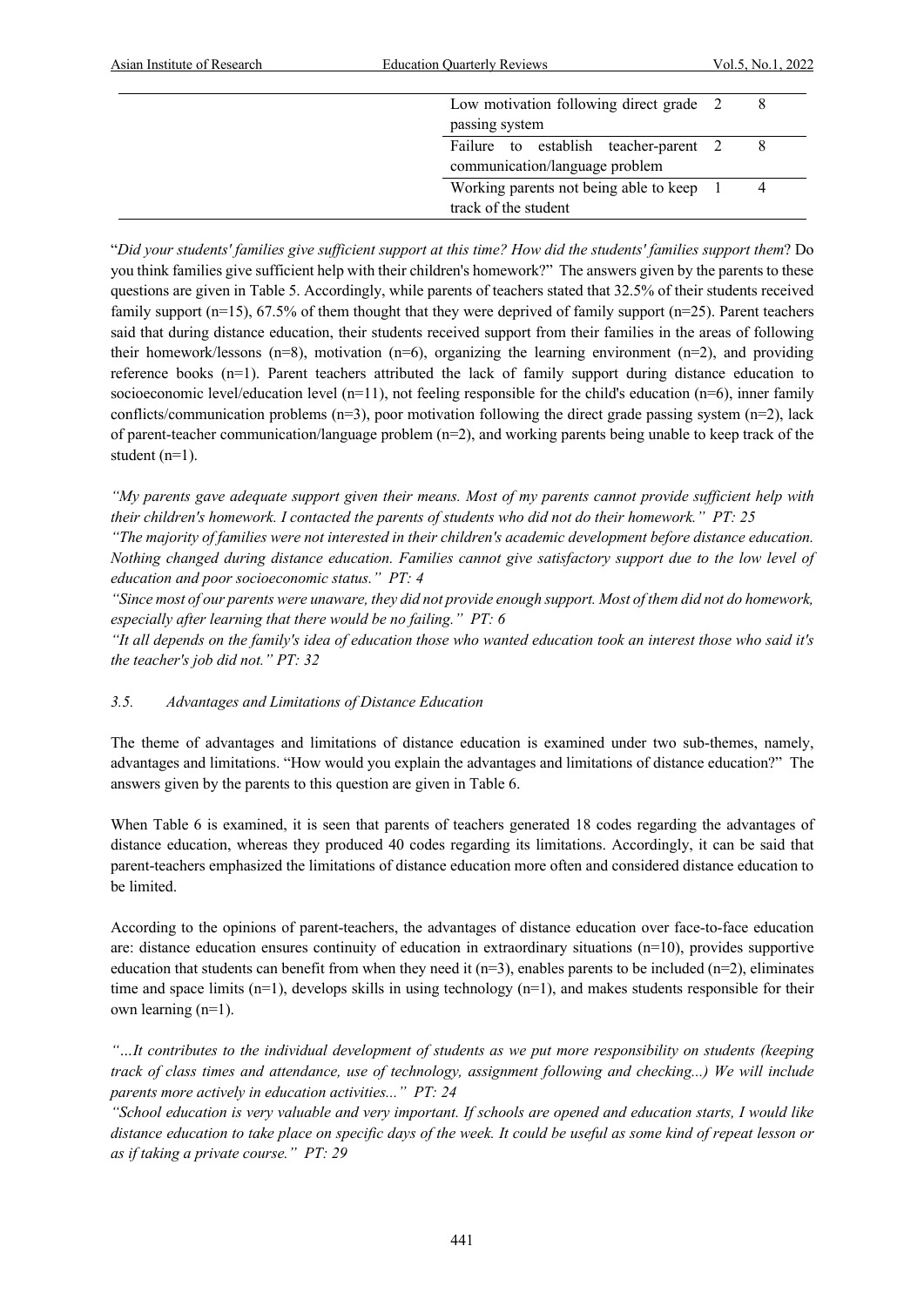| | | | |
|---|---|---|---|
| | Low motivation following direct grade passing system | 2 | 8 |
| | Failure to establish teacher-parent communication/language problem | 2 | 8 |
| | Working parents not being able to keep track of the student | 1 | 4 |

"*Did your students' families give sufficient support at this time? How did the students' families support them*? Do you think families give sufficient help with their children's homework?" The answers given by the parents to these questions are given in Table 5. Accordingly, while parents of teachers stated that 32.5% of their students received family support (n=15), 67.5% of them thought that they were deprived of family support (n=25). Parent teachers said that during distance education, their students received support from their families in the areas of following their homework/lessons (n=8), motivation (n=6), organizing the learning environment (n=2), and providing reference books (n=1). Parent teachers attributed the lack of family support during distance education to socioeconomic level/education level (n=11), not feeling responsible for the child's education (n=6), inner family conflicts/communication problems (n=3), poor motivation following the direct grade passing system (n=2), lack of parent-teacher communication/language problem (n=2), and working parents being unable to keep track of the student (n=1).

*"My parents gave adequate support given their means. Most of my parents cannot provide sufficient help with their children's homework. I contacted the parents of students who did not do their homework." PT: 25*

*"The majority of families were not interested in their children's academic development before distance education. Nothing changed during distance education. Families cannot give satisfactory support due to the low level of education and poor socioeconomic status." PT: 4*

*"Since most of our parents were unaware, they did not provide enough support. Most of them did not do homework, especially after learning that there would be no failing." PT: 6*

*"It all depends on the family's idea of education those who wanted education took an interest those who said it's the teacher's job did not." PT: 32*

### *3.5. Advantages and Limitations of Distance Education*

The theme of advantages and limitations of distance education is examined under two sub-themes, namely, advantages and limitations. "How would you explain the advantages and limitations of distance education?" The answers given by the parents to this question are given in Table 6.

When Table 6 is examined, it is seen that parents of teachers generated 18 codes regarding the advantages of distance education, whereas they produced 40 codes regarding its limitations. Accordingly, it can be said that parent-teachers emphasized the limitations of distance education more often and considered distance education to be limited.

According to the opinions of parent-teachers, the advantages of distance education over face-to-face education are: distance education ensures continuity of education in extraordinary situations (n=10), provides supportive education that students can benefit from when they need it (n=3), enables parents to be included (n=2), eliminates time and space limits (n=1), develops skills in using technology (n=1), and makes students responsible for their own learning (n=1).

*"…It contributes to the individual development of students as we put more responsibility on students (keeping track of class times and attendance, use of technology, assignment following and checking...) We will include parents more actively in education activities..." PT: 24*

*"School education is very valuable and very important. If schools are opened and education starts, I would like distance education to take place on specific days of the week. It could be useful as some kind of repeat lesson or as if taking a private course." PT: 29*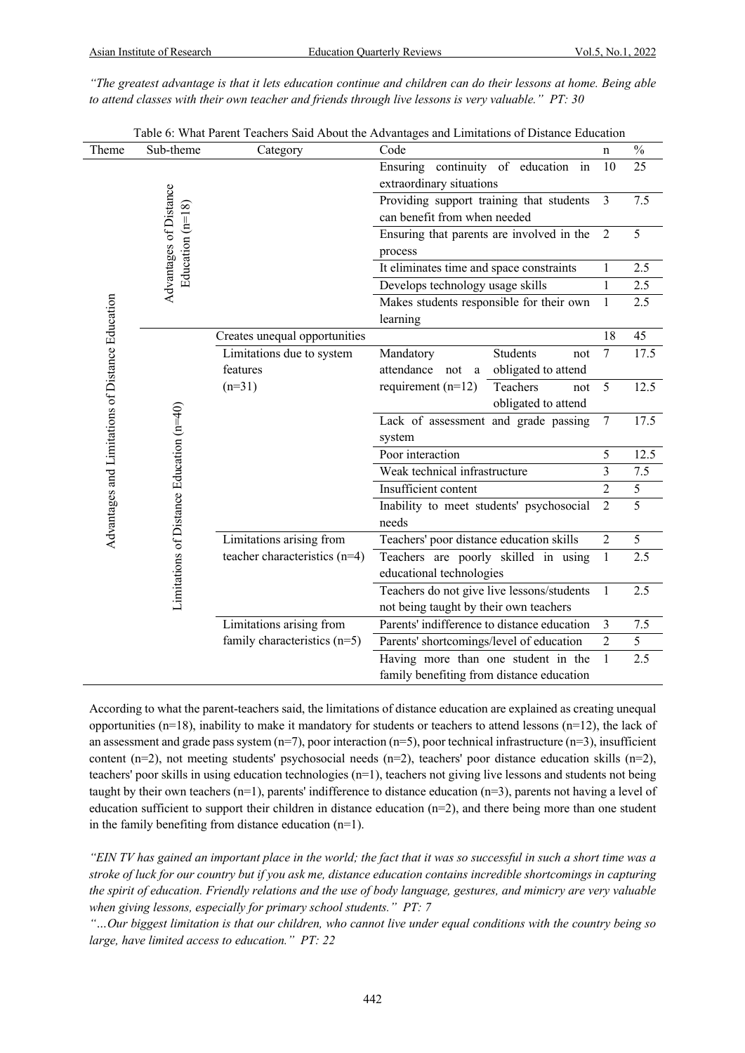*"The greatest advantage is that it lets education continue and children can do their lessons at home. Being able to attend classes with their own teacher and friends through live lessons is very valuable." PT: 30*

Table 6: What Parent Teachers Said About the Advantages and Limitations of Distance Education

| Theme | Sub-theme | Category | Code | | n | % |
|---|---|---|---|---|---|---|
| Advantages and Limitations of Distance Education | Advantages of Distance Education (n=18) | | Ensuring continuity of education in extraordinary situations | | 10 | 25 |
| | | | Providing support training that students can benefit from when needed | | 3 | 7.5 |
| | | | Ensuring that parents are involved in the process | | 2 | 5 |
| | | | It eliminates time and space constraints | | 1 | 2.5 |
| | | | Develops technology usage skills | | 1 | 2.5 |
| | | | Makes students responsible for their own learning | | 1 | 2.5 |
| | Limitations of Distance Education (n=40) | Creates unequal opportunities | | | 18 | 45 |
| | | Limitations due to system features (n=31) | Mandatory attendance not a requirement (n=12) | Students not obligated to attend | 7 | 17.5 |
| | | | | Teachers not obligated to attend | 5 | 12.5 |
| | | | Lack of assessment and grade passing system | | 7 | 17.5 |
| | | | Poor interaction | | 5 | 12.5 |
| | | | Weak technical infrastructure | | 3 | 7.5 |
| | | | Insufficient content | | 2 | 5 |
| | | | Inability to meet students' psychosocial needs | | 2 | 5 |
| | | Limitations arising from teacher characteristics (n=4) | Teachers' poor distance education skills | | 2 | 5 |
| | | | Teachers are poorly skilled in using educational technologies | | 1 | 2.5 |
| | | | Teachers do not give live lessons/students not being taught by their own teachers | | 1 | 2.5 |
| | | Limitations arising from family characteristics (n=5) | Parents' indifference to distance education | | 3 | 7.5 |
| | | | Parents' shortcomings/level of education | | 2 | 5 |
| | | | Having more than one student in the family benefiting from distance education | | 1 | 2.5 |

According to what the parent-teachers said, the limitations of distance education are explained as creating unequal opportunities (n=18), inability to make it mandatory for students or teachers to attend lessons (n=12), the lack of an assessment and grade pass system (n=7), poor interaction (n=5), poor technical infrastructure (n=3), insufficient content (n=2), not meeting students' psychosocial needs (n=2), teachers' poor distance education skills (n=2), teachers' poor skills in using education technologies (n=1), teachers not giving live lessons and students not being taught by their own teachers (n=1), parents' indifference to distance education (n=3), parents not having a level of education sufficient to support their children in distance education (n=2), and there being more than one student in the family benefiting from distance education (n=1).

*"EIN TV has gained an important place in the world; the fact that it was so successful in such a short time was a stroke of luck for our country but if you ask me, distance education contains incredible shortcomings in capturing the spirit of education. Friendly relations and the use of body language, gestures, and mimicry are very valuable when giving lessons, especially for primary school students." PT: 7*

*"…Our biggest limitation is that our children, who cannot live under equal conditions with the country being so large, have limited access to education." PT: 22*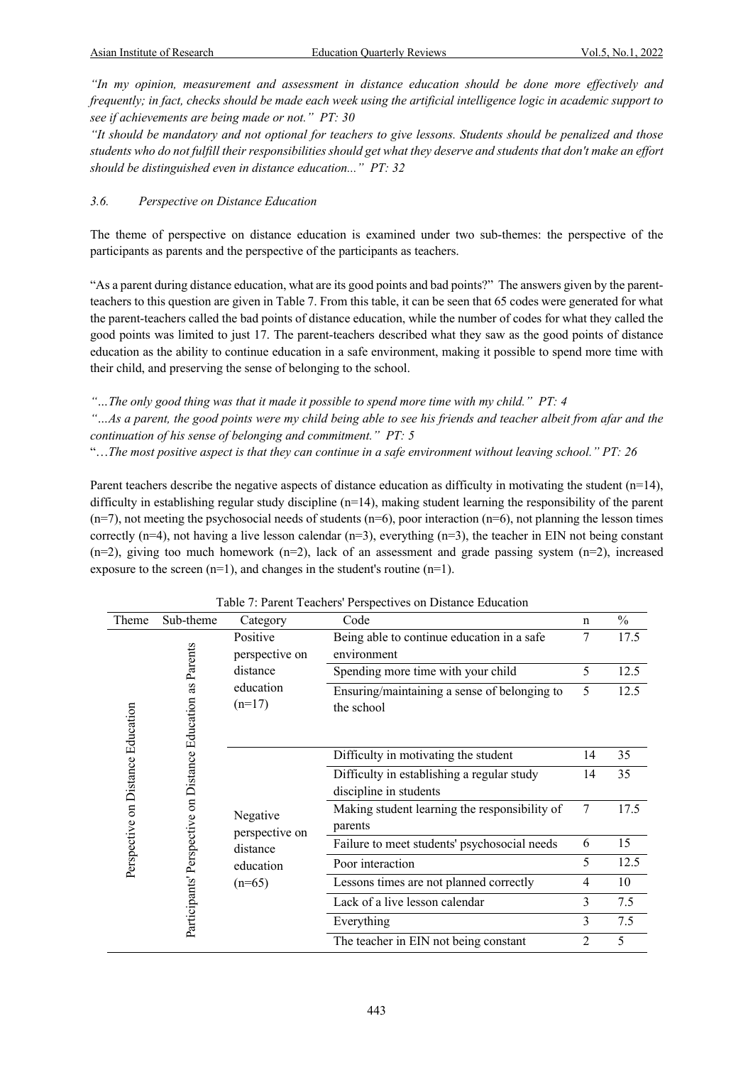*"In my opinion, measurement and assessment in distance education should be done more effectively and frequently; in fact, checks should be made each week using the artificial intelligence logic in academic support to see if achievements are being made or not." PT: 30*

*"It should be mandatory and not optional for teachers to give lessons. Students should be penalized and those students who do not fulfill their responsibilities should get what they deserve and students that don't make an effort should be distinguished even in distance education..." PT: 32*

### *3.6. Perspective on Distance Education*

The theme of perspective on distance education is examined under two sub-themes: the perspective of the participants as parents and the perspective of the participants as teachers.

"As a parent during distance education, what are its good points and bad points?" The answers given by the parent-teachers to this question are given in Table 7. From this table, it can be seen that 65 codes were generated for what the parent-teachers called the bad points of distance education, while the number of codes for what they called the good points was limited to just 17. The parent-teachers described what they saw as the good points of distance education as the ability to continue education in a safe environment, making it possible to spend more time with their child, and preserving the sense of belonging to the school.

*"…The only good thing was that it made it possible to spend more time with my child." PT: 4*

*"…As a parent, the good points were my child being able to see his friends and teacher albeit from afar and the continuation of his sense of belonging and commitment." PT: 5*

"…*The most positive aspect is that they can continue in a safe environment without leaving school." PT: 26*

Parent teachers describe the negative aspects of distance education as difficulty in motivating the student (n=14), difficulty in establishing regular study discipline (n=14), making student learning the responsibility of the parent (n=7), not meeting the psychosocial needs of students (n=6), poor interaction (n=6), not planning the lesson times correctly (n=4), not having a live lesson calendar (n=3), everything (n=3), the teacher in EIN not being constant (n=2), giving too much homework (n=2), lack of an assessment and grade passing system (n=2), increased exposure to the screen (n=1), and changes in the student's routine (n=1).

Table 7: Parent Teachers' Perspectives on Distance Education

| Theme | Sub-theme | Category | Code | n | % |
|---|---|---|---|---|---|
| Perspective on Distance Education | Participants' Perspective on Distance Education as Parents | Positive perspective on distance education (n=17) | Being able to continue education in a safe environment | 7 | 17.5 |
| | | | Spending more time with your child | 5 | 12.5 |
| | | | Ensuring/maintaining a sense of belonging to the school | 5 | 12.5 |
| | | Negative perspective on distance education (n=65) | Difficulty in motivating the student | 14 | 35 |
| | | | Difficulty in establishing a regular study discipline in students | 14 | 35 |
| | | | Making student learning the responsibility of parents | 7 | 17.5 |
| | | | Failure to meet students' psychosocial needs | 6 | 15 |
| | | | Poor interaction | 5 | 12.5 |
| | | | Lessons times are not planned correctly | 4 | 10 |
| | | | Lack of a live lesson calendar | 3 | 7.5 |
| | | | Everything | 3 | 7.5 |
| | | | The teacher in EIN not being constant | 2 | 5 |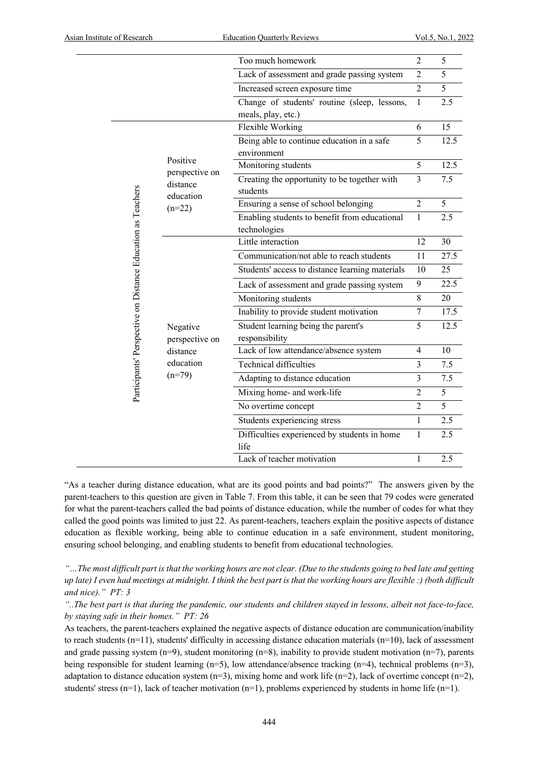| | | | | |
|---|---|---|---|---|
| | | Too much homework | 2 | 5 |
| | | Lack of assessment and grade passing system | 2 | 5 |
| | | Increased screen exposure time | 2 | 5 |
| | | Change of students' routine (sleep, lessons, meals, play, etc.) | 1 | 2.5 |
| Participants' Perspective on Distance Education as Teachers | Positive perspective on distance education (n=22) | Flexible Working | 6 | 15 |
| | | Being able to continue education in a safe environment | 5 | 12.5 |
| | | Monitoring students | 5 | 12.5 |
| | | Creating the opportunity to be together with students | 3 | 7.5 |
| | | Ensuring a sense of school belonging | 2 | 5 |
| | | Enabling students to benefit from educational technologies | 1 | 2.5 |
| | Negative perspective on distance education (n=79) | Little interaction | 12 | 30 |
| | | Communication/not able to reach students | 11 | 27.5 |
| | | Students' access to distance learning materials | 10 | 25 |
| | | Lack of assessment and grade passing system | 9 | 22.5 |
| | | Monitoring students | 8 | 20 |
| | | Inability to provide student motivation | 7 | 17.5 |
| | | Student learning being the parent's responsibility | 5 | 12.5 |
| | | Lack of low attendance/absence system | 4 | 10 |
| | | Technical difficulties | 3 | 7.5 |
| | | Adapting to distance education | 3 | 7.5 |
| | | Mixing home- and work-life | 2 | 5 |
| | | No overtime concept | 2 | 5 |
| | | Students experiencing stress | 1 | 2.5 |
| | | Difficulties experienced by students in home life | 1 | 2.5 |
| | | Lack of teacher motivation | 1 | 2.5 |

"As a teacher during distance education, what are its good points and bad points?" The answers given by the parent-teachers to this question are given in Table 7. From this table, it can be seen that 79 codes were generated for what the parent-teachers called the bad points of distance education, while the number of codes for what they called the good points was limited to just 22. As parent-teachers, teachers explain the positive aspects of distance education as flexible working, being able to continue education in a safe environment, student monitoring, ensuring school belonging, and enabling students to benefit from educational technologies.

*"…The most difficult part is that the working hours are not clear. (Due to the students going to bed late and getting up late) I even had meetings at midnight. I think the best part is that the working hours are flexible :) (both difficult and nice)." PT: 3*

*"..The best part is that during the pandemic, our students and children stayed in lessons, albeit not face-to-face, by staying safe in their homes." PT: 26*

As teachers, the parent-teachers explained the negative aspects of distance education are communication/inability to reach students (n=11), students' difficulty in accessing distance education materials (n=10), lack of assessment and grade passing system (n=9), student monitoring (n=8), inability to provide student motivation (n=7), parents being responsible for student learning (n=5), low attendance/absence tracking (n=4), technical problems (n=3), adaptation to distance education system (n=3), mixing home and work life (n=2), lack of overtime concept (n=2), students' stress (n=1), lack of teacher motivation (n=1), problems experienced by students in home life (n=1).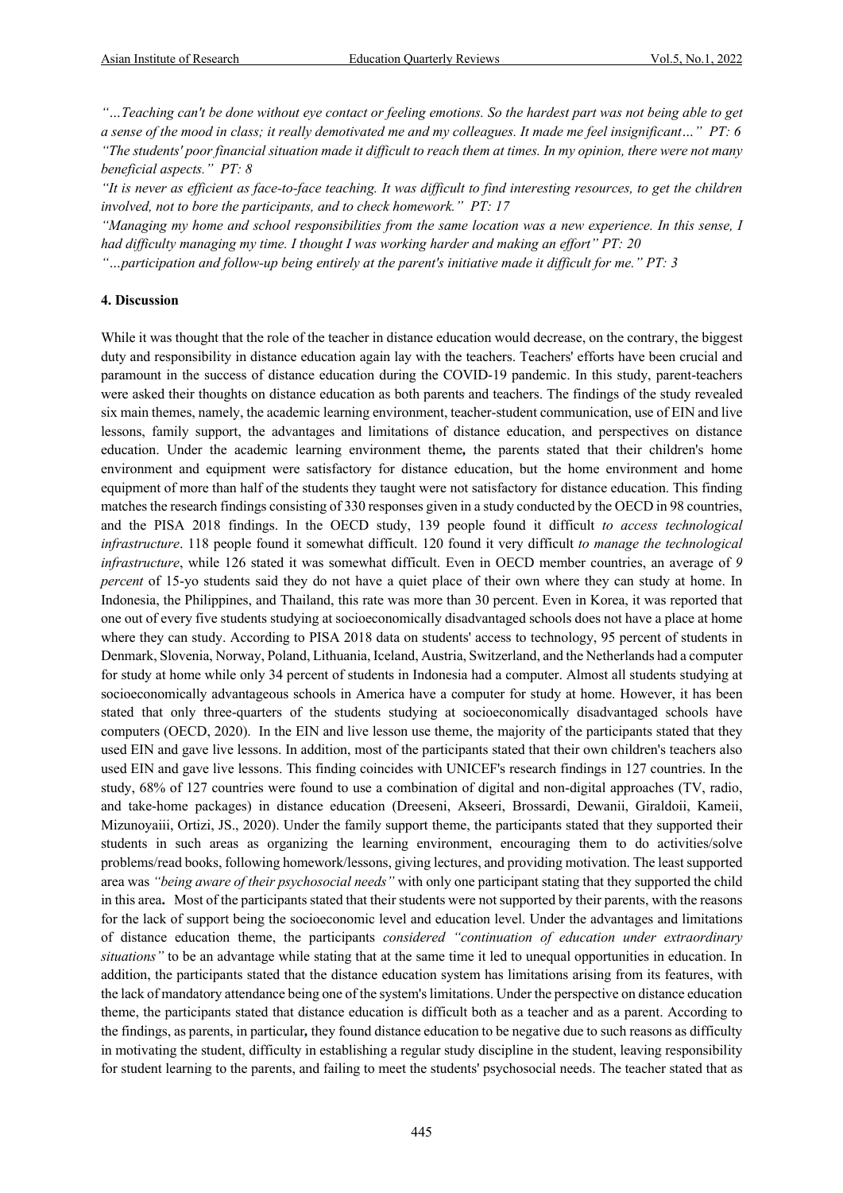*"…Teaching can't be done without eye contact or feeling emotions. So the hardest part was not being able to get a sense of the mood in class; it really demotivated me and my colleagues. It made me feel insignificant…" PT: 6*
*"The students' poor financial situation made it difficult to reach them at times. In my opinion, there were not many beneficial aspects." PT: 8*
*"It is never as efficient as face-to-face teaching. It was difficult to find interesting resources, to get the children involved, not to bore the participants, and to check homework." PT: 17*
*"Managing my home and school responsibilities from the same location was a new experience. In this sense, I had difficulty managing my time. I thought I was working harder and making an effort" PT: 20*
*"…participation and follow-up being entirely at the parent's initiative made it difficult for me." PT: 3*

## 4. Discussion

While it was thought that the role of the teacher in distance education would decrease, on the contrary, the biggest duty and responsibility in distance education again lay with the teachers. Teachers' efforts have been crucial and paramount in the success of distance education during the COVID-19 pandemic. In this study, parent-teachers were asked their thoughts on distance education as both parents and teachers. The findings of the study revealed six main themes, namely, the academic learning environment, teacher-student communication, use of EIN and live lessons, family support, the advantages and limitations of distance education, and perspectives on distance education. Under the academic learning environment theme, the parents stated that their children's home environment and equipment were satisfactory for distance education, but the home environment and home equipment of more than half of the students they taught were not satisfactory for distance education. This finding matches the research findings consisting of 330 responses given in a study conducted by the OECD in 98 countries, and the PISA 2018 findings. In the OECD study, 139 people found it difficult *to access technological infrastructure*. 118 people found it somewhat difficult. 120 found it very difficult *to manage the technological infrastructure*, while 126 stated it was somewhat difficult. Even in OECD member countries, an average of *9 percent* of 15-yo students said they do not have a quiet place of their own where they can study at home. In Indonesia, the Philippines, and Thailand, this rate was more than 30 percent. Even in Korea, it was reported that one out of every five students studying at socioeconomically disadvantaged schools does not have a place at home where they can study. According to PISA 2018 data on students' access to technology, 95 percent of students in Denmark, Slovenia, Norway, Poland, Lithuania, Iceland, Austria, Switzerland, and the Netherlands had a computer for study at home while only 34 percent of students in Indonesia had a computer. Almost all students studying at socioeconomically advantageous schools in America have a computer for study at home. However, it has been stated that only three-quarters of the students studying at socioeconomically disadvantaged schools have computers (OECD, 2020). In the EIN and live lesson use theme, the majority of the participants stated that they used EIN and gave live lessons. In addition, most of the participants stated that their own children's teachers also used EIN and gave live lessons. This finding coincides with UNICEF's research findings in 127 countries. In the study, 68% of 127 countries were found to use a combination of digital and non-digital approaches (TV, radio, and take-home packages) in distance education (Dreeseni, Akseeri, Brossardi, Dewanii, Giraldoii, Kameii, Mizunoyaiii, Ortizi, JS., 2020). Under the family support theme, the participants stated that they supported their students in such areas as organizing the learning environment, encouraging them to do activities/solve problems/read books, following homework/lessons, giving lectures, and providing motivation. The least supported area was *"being aware of their psychosocial needs"* with only one participant stating that they supported the child in this area. Most of the participants stated that their students were not supported by their parents, with the reasons for the lack of support being the socioeconomic level and education level. Under the advantages and limitations of distance education theme, the participants *considered "continuation of education under extraordinary situations"* to be an advantage while stating that at the same time it led to unequal opportunities in education. In addition, the participants stated that the distance education system has limitations arising from its features, with the lack of mandatory attendance being one of the system's limitations. Under the perspective on distance education theme, the participants stated that distance education is difficult both as a teacher and as a parent. According to the findings, as parents, in particular, they found distance education to be negative due to such reasons as difficulty in motivating the student, difficulty in establishing a regular study discipline in the student, leaving responsibility for student learning to the parents, and failing to meet the students' psychosocial needs. The teacher stated that as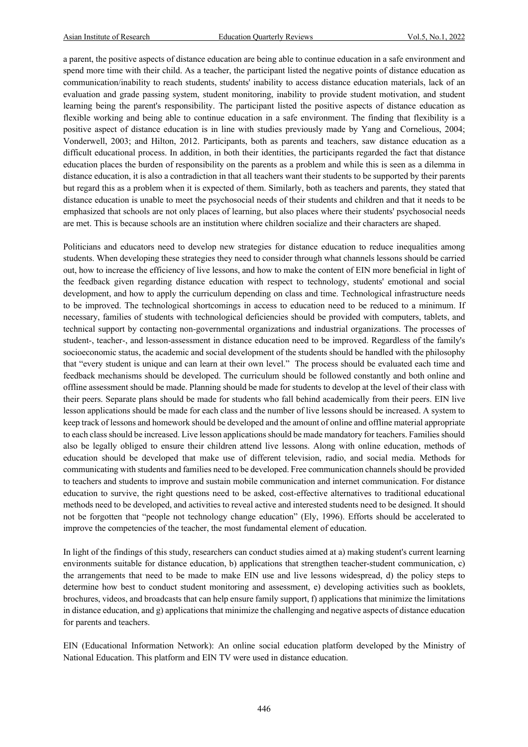a parent, the positive aspects of distance education are being able to continue education in a safe environment and spend more time with their child. As a teacher, the participant listed the negative points of distance education as communication/inability to reach students, students' inability to access distance education materials, lack of an evaluation and grade passing system, student monitoring, inability to provide student motivation, and student learning being the parent's responsibility. The participant listed the positive aspects of distance education as flexible working and being able to continue education in a safe environment. The finding that flexibility is a positive aspect of distance education is in line with studies previously made by Yang and Cornelious, 2004; Vonderwell, 2003; and Hilton, 2012. Participants, both as parents and teachers, saw distance education as a difficult educational process. In addition, in both their identities, the participants regarded the fact that distance education places the burden of responsibility on the parents as a problem and while this is seen as a dilemma in distance education, it is also a contradiction in that all teachers want their students to be supported by their parents but regard this as a problem when it is expected of them. Similarly, both as teachers and parents, they stated that distance education is unable to meet the psychosocial needs of their students and children and that it needs to be emphasized that schools are not only places of learning, but also places where their students' psychosocial needs are met. This is because schools are an institution where children socialize and their characters are shaped.

Politicians and educators need to develop new strategies for distance education to reduce inequalities among students. When developing these strategies they need to consider through what channels lessons should be carried out, how to increase the efficiency of live lessons, and how to make the content of EIN more beneficial in light of the feedback given regarding distance education with respect to technology, students' emotional and social development, and how to apply the curriculum depending on class and time. Technological infrastructure needs to be improved. The technological shortcomings in access to education need to be reduced to a minimum. If necessary, families of students with technological deficiencies should be provided with computers, tablets, and technical support by contacting non-governmental organizations and industrial organizations. The processes of student-, teacher-, and lesson-assessment in distance education need to be improved. Regardless of the family's socioeconomic status, the academic and social development of the students should be handled with the philosophy that "every student is unique and can learn at their own level." The process should be evaluated each time and feedback mechanisms should be developed. The curriculum should be followed constantly and both online and offline assessment should be made. Planning should be made for students to develop at the level of their class with their peers. Separate plans should be made for students who fall behind academically from their peers. EIN live lesson applications should be made for each class and the number of live lessons should be increased. A system to keep track of lessons and homework should be developed and the amount of online and offline material appropriate to each class should be increased. Live lesson applications should be made mandatory for teachers. Families should also be legally obliged to ensure their children attend live lessons. Along with online education, methods of education should be developed that make use of different television, radio, and social media. Methods for communicating with students and families need to be developed. Free communication channels should be provided to teachers and students to improve and sustain mobile communication and internet communication. For distance education to survive, the right questions need to be asked, cost-effective alternatives to traditional educational methods need to be developed, and activities to reveal active and interested students need to be designed. It should not be forgotten that "people not technology change education" (Ely, 1996). Efforts should be accelerated to improve the competencies of the teacher, the most fundamental element of education.

In light of the findings of this study, researchers can conduct studies aimed at a) making student's current learning environments suitable for distance education, b) applications that strengthen teacher-student communication, c) the arrangements that need to be made to make EIN use and live lessons widespread, d) the policy steps to determine how best to conduct student monitoring and assessment, e) developing activities such as booklets, brochures, videos, and broadcasts that can help ensure family support, f) applications that minimize the limitations in distance education, and g) applications that minimize the challenging and negative aspects of distance education for parents and teachers.

EIN (Educational Information Network): An online social education platform developed by the Ministry of National Education. This platform and EIN TV were used in distance education.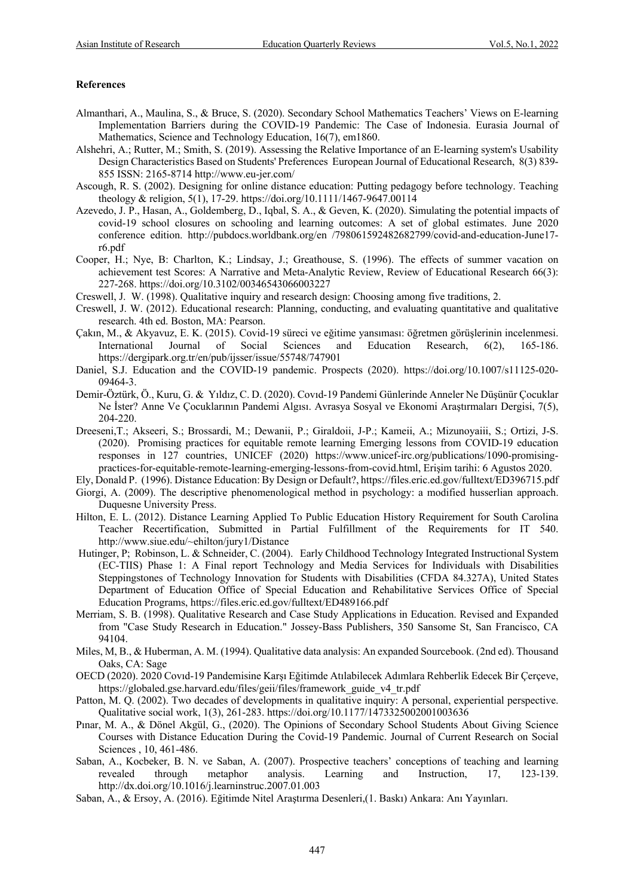### References

Almanthari, A., Maulina, S., & Bruce, S. (2020). Secondary School Mathematics Teachers' Views on E-learning Implementation Barriers during the COVID-19 Pandemic: The Case of Indonesia. Eurasia Journal of Mathematics, Science and Technology Education, 16(7), em1860.

Alshehri, A.; Rutter, M.; Smith, S. (2019). Assessing the Relative Importance of an E-learning system's Usability Design Characteristics Based on Students' Preferences European Journal of Educational Research, 8(3) 839-855 ISSN: 2165-8714 http://www.eu-jer.com/

Ascough, R. S. (2002). Designing for online distance education: Putting pedagogy before technology. Teaching theology & religion, 5(1), 17-29. https://doi.org/10.1111/1467-9647.00114

Azevedo, J. P., Hasan, A., Goldemberg, D., Iqbal, S. A., & Geven, K. (2020). Simulating the potential impacts of covid-19 school closures on schooling and learning outcomes: A set of global estimates. June 2020 conference edition. http://pubdocs.worldbank.org/en /798061592482682799/covid-and-education-June17-r6.pdf

Cooper, H.; Nye, B: Charlton, K.; Lindsay, J.; Greathouse, S. (1996). The effects of summer vacation on achievement test Scores: A Narrative and Meta-Analytic Review, Review of Educational Research 66(3): 227-268. https://doi.org/10.3102/00346543066003227

Creswell, J. W. (1998). Qualitative inquiry and research design: Choosing among five traditions, 2.

Creswell, J. W. (2012). Educational research: Planning, conducting, and evaluating quantitative and qualitative research. 4th ed. Boston, MA: Pearson.

Çakın, M., & Akyavuz, E. K. (2015). Covid-19 süreci ve eğitime yansıması: öğretmen görüşlerinin incelenmesi. International Journal of Social Sciences and Education Research, 6(2), 165-186. https://dergipark.org.tr/en/pub/ijsser/issue/55748/747901

Daniel, S.J. Education and the COVID-19 pandemic. Prospects (2020). https://doi.org/10.1007/s11125-020-09464-3.

Demir-Öztürk, Ö., Kuru, G. & Yıldız, C. D. (2020). Covıd-19 Pandemi Günlerinde Anneler Ne Düşünür Çocuklar Ne İster? Anne Ve Çocuklarının Pandemi Algısı. Avrasya Sosyal ve Ekonomi Araştırmaları Dergisi, 7(5), 204-220.

Dreeseni,T.; Akseeri, S.; Brossardi, M.; Dewanii, P.; Giraldoii, J-P.; Kameii, A.; Mizunoyaiii, S.; Ortizi, J-S. (2020). Promising practices for equitable remote learning Emerging lessons from COVID-19 education responses in 127 countries, UNICEF (2020) https://www.unicef-irc.org/publications/1090-promising-practices-for-equitable-remote-learning-emerging-lessons-from-covid.html, Erişim tarihi: 6 Agustos 2020.

Ely, Donald P. (1996). Distance Education: By Design or Default?, https://files.eric.ed.gov/fulltext/ED396715.pdf

Giorgi, A. (2009). The descriptive phenomenological method in psychology: a modified husserlian approach. Duquesne University Press.

Hilton, E. L. (2012). Distance Learning Applied To Public Education History Requirement for South Carolina Teacher Recertification, Submitted in Partial Fulfillment of the Requirements for IT 540. http://www.siue.edu/~ehilton/jury1/Distance

Hutinger, P; Robinson, L. & Schneider, C. (2004). Early Childhood Technology Integrated Instructional System (EC-TIIS) Phase 1: A Final report Technology and Media Services for Individuals with Disabilities Steppingstones of Technology Innovation for Students with Disabilities (CFDA 84.327A), United States Department of Education Office of Special Education and Rehabilitative Services Office of Special Education Programs, https://files.eric.ed.gov/fulltext/ED489166.pdf

Merriam, S. B. (1998). Qualitative Research and Case Study Applications in Education. Revised and Expanded from "Case Study Research in Education." Jossey-Bass Publishers, 350 Sansome St, San Francisco, CA 94104.

Miles, M, B., & Huberman, A. M. (1994). Qualitative data analysis: An expanded Sourcebook. (2nd ed). Thousand Oaks, CA: Sage

OECD (2020). 2020 Covıd-19 Pandemisine Karşı Eğitimde Atılabilecek Adımlara Rehberlik Edecek Bir Çerçeve, https://globaled.gse.harvard.edu/files/geii/files/framework_guide_v4_tr.pdf

Patton, M. Q. (2002). Two decades of developments in qualitative inquiry: A personal, experiential perspective. Qualitative social work, 1(3), 261-283. https://doi.org/10.1177/1473325002001003636

Pınar, M. A., & Dönel Akgül, G., (2020). The Opinions of Secondary School Students About Giving Science Courses with Distance Education During the Covid-19 Pandemic. Journal of Current Research on Social Sciences , 10, 461-486.

Saban, A., Kocbeker, B. N. ve Saban, A. (2007). Prospective teachers' conceptions of teaching and learning revealed through metaphor analysis. Learning and Instruction, 17, 123-139. http://dx.doi.org/10.1016/j.learninstruc.2007.01.003

Saban, A., & Ersoy, A. (2016). Eğitimde Nitel Araştırma Desenleri,(1. Baskı) Ankara: Anı Yayınları.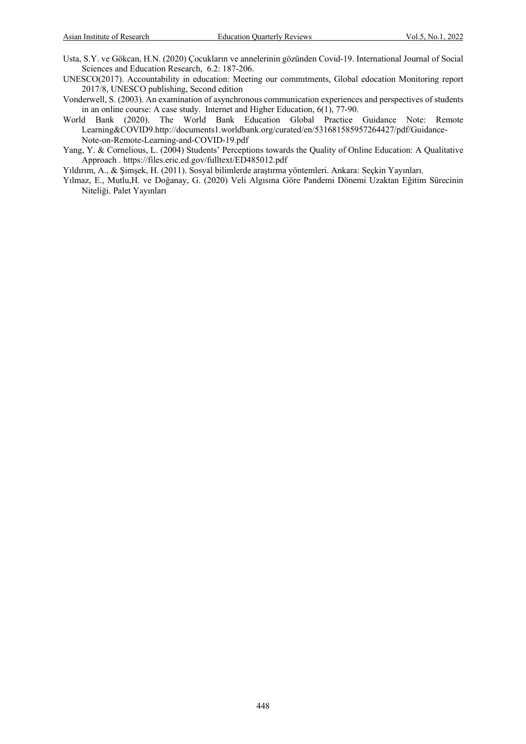Usta, S.Y. ve Gökcan, H.N. (2020) Çocukların ve annelerinin gözünden Covid-19. International Journal of Social Sciences and Education Research, 6.2: 187-206.

UNESCO(2017). Accountability in education: Meeting our commıtments, Global edocation Monitoring report 2017/8, UNESCO publishing, Second edition

Vonderwell, S. (2003). An examination of asynchronous communication experiences and perspectives of students in an online course: A case study. Internet and Higher Education, 6(1), 77-90.

World Bank (2020). The World Bank Education Global Practice Guidance Note: Remote Learning&COVID9.http://documents1.worldbank.org/curated/en/531681585957264427/pdf/Guidance-Note-on-Remote-Learning-and-COVID-19.pdf

Yang, Y. & Cornelious, L. (2004) Students' Perceptions towards the Quality of Online Education: A Qualitative Approach . https://files.eric.ed.gov/fulltext/ED485012.pdf

Yıldırım, A., & Şimşek, H. (2011). Sosyal bilimlerde araştırma yöntemleri. Ankara: Seçkin Yayınları.

Yılmaz, E., Mutlu,H. ve Doğanay, G. (2020) Veli Algısına Göre Pandemi Dönemi Uzaktan Eğitim Sürecinin Niteliği. Palet Yayınları